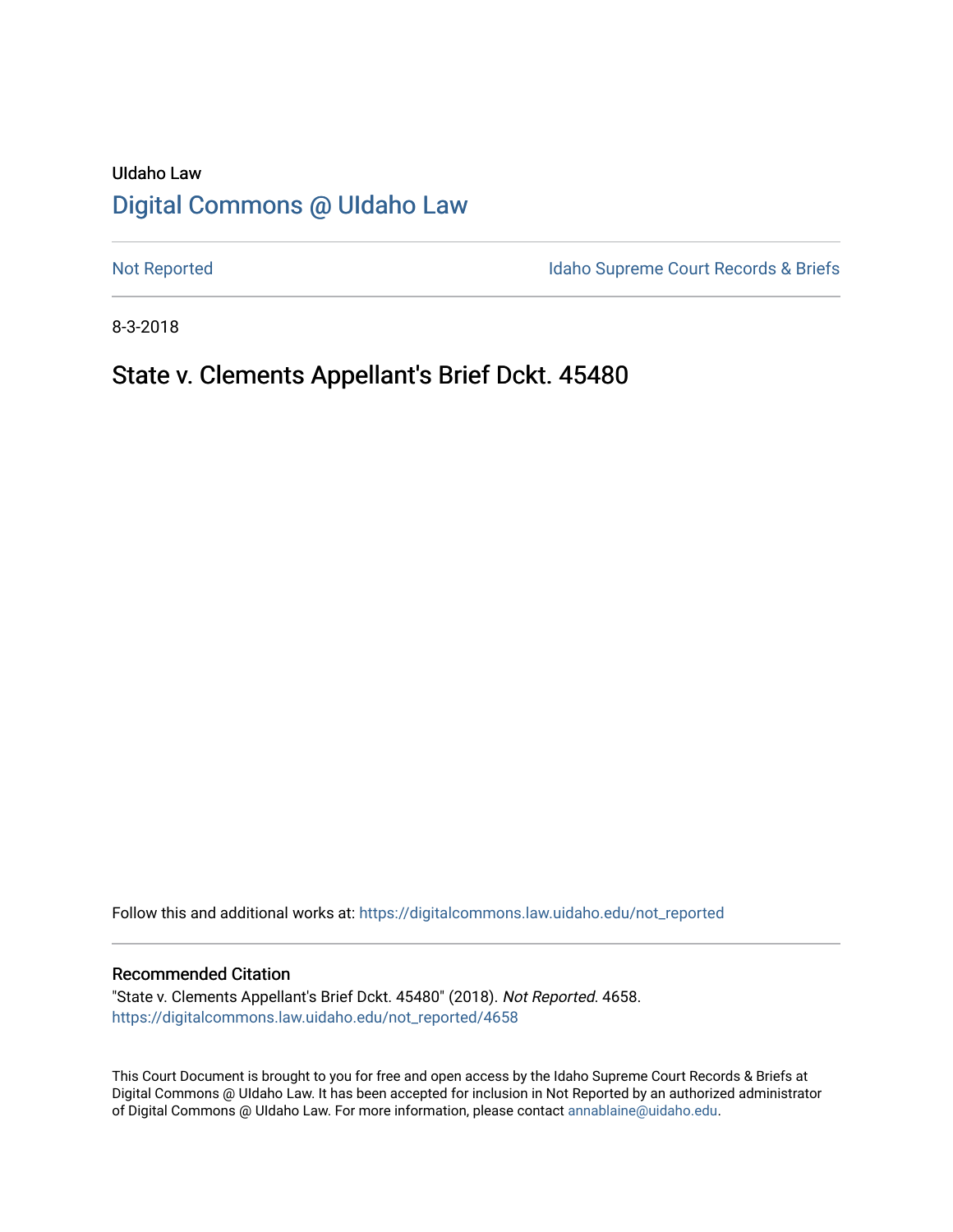UIdaho Law

# Digital Commons @ UIdaho Law

Not Reported

Idaho Supreme Court Records & Briefs

8-3-2018

## State v. Clements Appellant's Brief Dckt. 45480

Follow this and additional works at: https://digitalcommons.law.uidaho.edu/not_reported

### Recommended Citation

"State v. Clements Appellant's Brief Dckt. 45480" (2018). *Not Reported*. 4658.
https://digitalcommons.law.uidaho.edu/not_reported/4658

This Court Document is brought to you for free and open access by the Idaho Supreme Court Records & Briefs at Digital Commons @ UIdaho Law. It has been accepted for inclusion in Not Reported by an authorized administrator of Digital Commons @ UIdaho Law. For more information, please contact annablaine@uidaho.edu.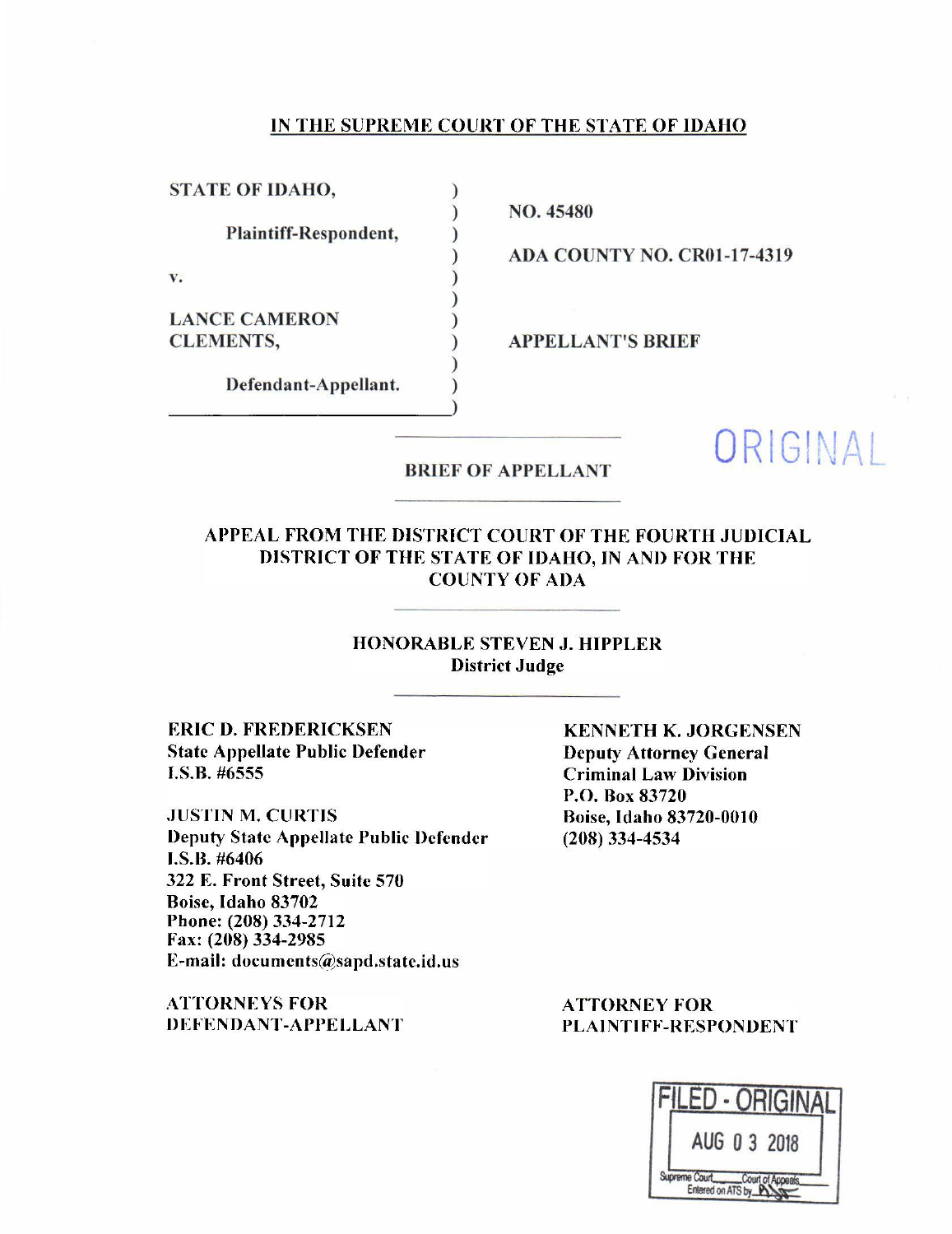# IN THE SUPREME COURT OF THE STATE OF IDAHO

| | | |
|---|---|---|
| **STATE OF IDAHO,** | ) | |
| | ) | **NO. 45480** |
| **Plaintiff-Respondent,** | ) | |
| | ) | **ADA COUNTY NO. CR01-17-4319** |
| v. | ) | |
| | ) | |
| **LANCE CAMERON** | ) | |
| **CLEMENTS,** | ) | **APPELLANT'S BRIEF** |
| | ) | |
| **Defendant-Appellant.** | ) | |
| | ) | |

ORIGINAL

## BRIEF OF APPELLANT

### APPEAL FROM THE DISTRICT COURT OF THE FOURTH JUDICIAL DISTRICT OF THE STATE OF IDAHO, IN AND FOR THE COUNTY OF ADA

**HONORABLE STEVEN J. HIPPLER**
**District Judge**

**ERIC D. FREDERICKSEN**
**State Appellate Public Defender**
**I.S.B. #6555**

**JUSTIN M. CURTIS**
**Deputy State Appellate Public Defender**
**I.S.B. #6406**
**322 E. Front Street, Suite 570**
**Boise, Idaho 83702**
**Phone: (208) 334-2712**
**Fax: (208) 334-2985**
**E-mail: documents@sapd.state.id.us**

**ATTORNEYS FOR DEFENDANT-APPELLANT**

**KENNETH K. JORGENSEN**
**Deputy Attorney General**
**Criminal Law Division**
**P.O. Box 83720**
**Boise, Idaho 83720-0010**
**(208) 334-4534**

**ATTORNEY FOR PLAINTIFF-RESPONDENT**

FILED - ORIGINAL
AUG 03 2018
Supreme Court ____ Court of Appeals ____
Entered on ATS by ____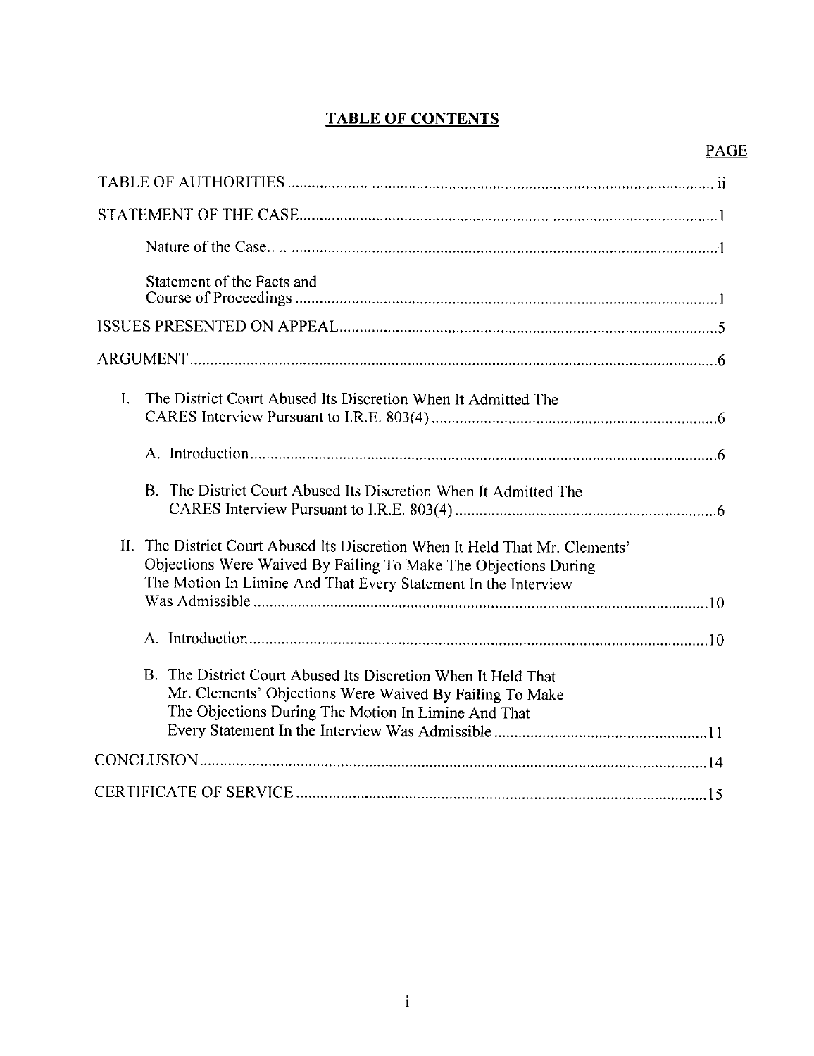# TABLE OF CONTENTS

| | PAGE |
|---|---|
| TABLE OF AUTHORITIES | ii |
| STATEMENT OF THE CASE | 1 |
| Nature of the Case | 1 |
| Statement of the Facts and Course of Proceedings | 1 |
| ISSUES PRESENTED ON APPEAL | 5 |
| ARGUMENT | 6 |
| I. The District Court Abused Its Discretion When It Admitted The CARES Interview Pursuant to I.R.E. 803(4) | 6 |
| A. Introduction | 6 |
| B. The District Court Abused Its Discretion When It Admitted The CARES Interview Pursuant to I.R.E. 803(4) | 6 |
| II. The District Court Abused Its Discretion When It Held That Mr. Clements' Objections Were Waived By Failing To Make The Objections During The Motion In Limine And That Every Statement In the Interview Was Admissible | 10 |
| A. Introduction | 10 |
| B. The District Court Abused Its Discretion When It Held That Mr. Clements' Objections Were Waived By Failing To Make The Objections During The Motion In Limine And That Every Statement In the Interview Was Admissible | 11 |
| CONCLUSION | 14 |
| CERTIFICATE OF SERVICE | 15 |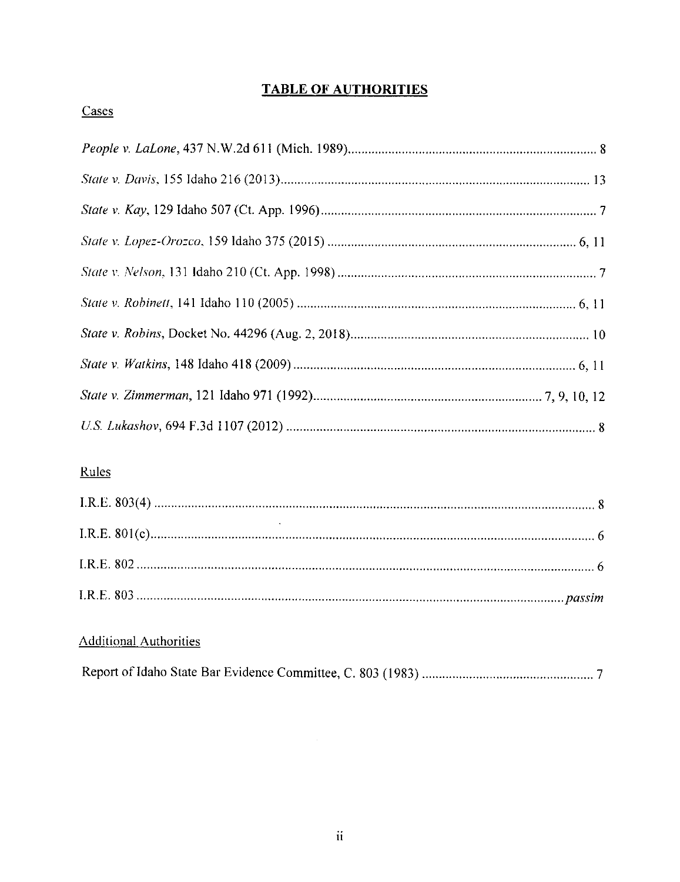# TABLE OF AUTHORITIES

## Cases

*People v. LaLone*, 437 N.W.2d 611 (Mich. 1989) .......... 8

*State v. Davis*, 155 Idaho 216 (2013) .......... 13

*State v. Kay*, 129 Idaho 507 (Ct. App. 1996) .......... 7

*State v. Lopez-Orozco*, 159 Idaho 375 (2015) .......... 6, 11

*State v. Nelson*, 131 Idaho 210 (Ct. App. 1998) .......... 7

*State v. Robinett*, 141 Idaho 110 (2005) .......... 6, 11

*State v. Robins*, Docket No. 44296 (Aug. 2, 2018) .......... 10

*State v. Watkins*, 148 Idaho 418 (2009) .......... 6, 11

*State v. Zimmerman*, 121 Idaho 971 (1992) .......... 7, 9, 10, 12

*U.S. Lukashov*, 694 F.3d 1107 (2012) .......... 8

## Rules

I.R.E. 803(4) .......... 8

I.R.E. 801(c) .......... 6

I.R.E. 802 .......... 6

I.R.E. 803 .......... *passim*

## Additional Authorities

Report of Idaho State Bar Evidence Committee, C. 803 (1983) .......... 7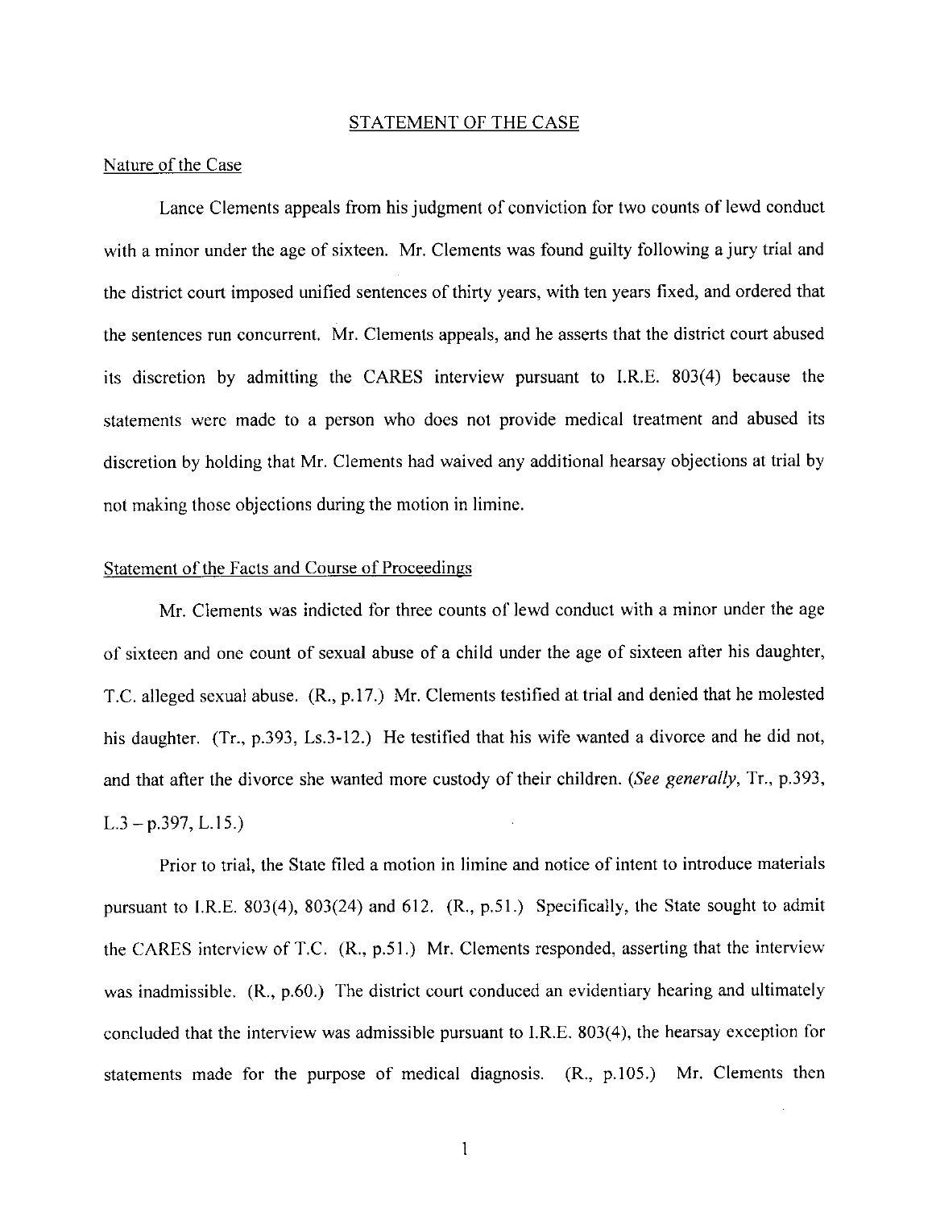## STATEMENT OF THE CASE

### Nature of the Case

Lance Clements appeals from his judgment of conviction for two counts of lewd conduct with a minor under the age of sixteen. Mr. Clements was found guilty following a jury trial and the district court imposed unified sentences of thirty years, with ten years fixed, and ordered that the sentences run concurrent. Mr. Clements appeals, and he asserts that the district court abused its discretion by admitting the CARES interview pursuant to I.R.E. 803(4) because the statements were made to a person who does not provide medical treatment and abused its discretion by holding that Mr. Clements had waived any additional hearsay objections at trial by not making those objections during the motion in limine.

### Statement of the Facts and Course of Proceedings

Mr. Clements was indicted for three counts of lewd conduct with a minor under the age of sixteen and one count of sexual abuse of a child under the age of sixteen after his daughter, T.C. alleged sexual abuse. (R., p.17.) Mr. Clements testified at trial and denied that he molested his daughter. (Tr., p.393, Ls.3-12.) He testified that his wife wanted a divorce and he did not, and that after the divorce she wanted more custody of their children. (*See generally*, Tr., p.393, L.3 – p.397, L.15.)

Prior to trial, the State filed a motion in limine and notice of intent to introduce materials pursuant to I.R.E. 803(4), 803(24) and 612. (R., p.51.) Specifically, the State sought to admit the CARES interview of T.C. (R., p.51.) Mr. Clements responded, asserting that the interview was inadmissible. (R., p.60.) The district court conduced an evidentiary hearing and ultimately concluded that the interview was admissible pursuant to I.R.E. 803(4), the hearsay exception for statements made for the purpose of medical diagnosis. (R., p.105.) Mr. Clements then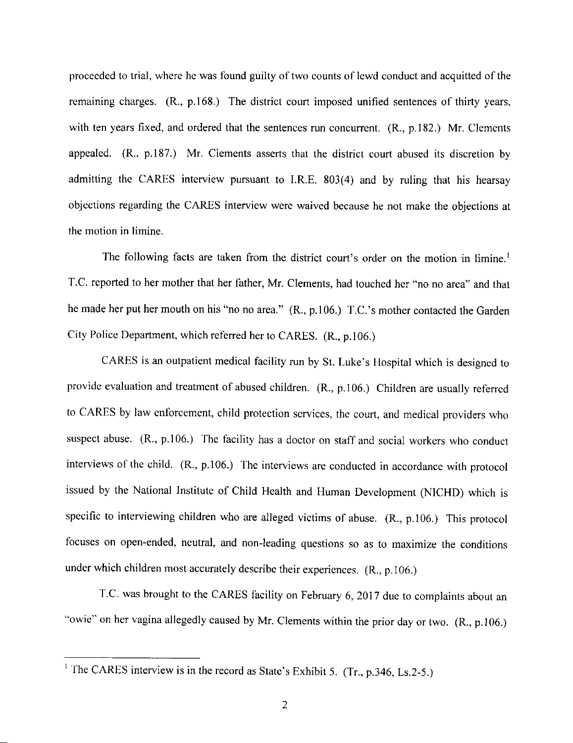proceeded to trial, where he was found guilty of two counts of lewd conduct and acquitted of the remaining charges. (R., p.168.) The district court imposed unified sentences of thirty years, with ten years fixed, and ordered that the sentences run concurrent. (R., p.182.) Mr. Clements appealed. (R., p.187.) Mr. Clements asserts that the district court abused its discretion by admitting the CARES interview pursuant to I.R.E. 803(4) and by ruling that his hearsay objections regarding the CARES interview were waived because he not make the objections at the motion in limine.

The following facts are taken from the district court's order on the motion in limine.[1] T.C. reported to her mother that her father, Mr. Clements, had touched her "no no area" and that he made her put her mouth on his "no no area." (R., p.106.) T.C.'s mother contacted the Garden City Police Department, which referred her to CARES. (R., p.106.)

CARES is an outpatient medical facility run by St. Luke's Hospital which is designed to provide evaluation and treatment of abused children. (R., p.106.) Children are usually referred to CARES by law enforcement, child protection services, the court, and medical providers who suspect abuse. (R., p.106.) The facility has a doctor on staff and social workers who conduct interviews of the child. (R., p.106.) The interviews are conducted in accordance with protocol issued by the National Institute of Child Health and Human Development (NICHD) which is specific to interviewing children who are alleged victims of abuse. (R., p.106.) This protocol focuses on open-ended, neutral, and non-leading questions so as to maximize the conditions under which children most accurately describe their experiences. (R., p.106.)

T.C. was brought to the CARES facility on February 6, 2017 due to complaints about an "owie" on her vagina allegedly caused by Mr. Clements within the prior day or two. (R., p.106.)

[1] The CARES interview is in the record as State's Exhibit 5. (Tr., p.346, Ls.2-5.)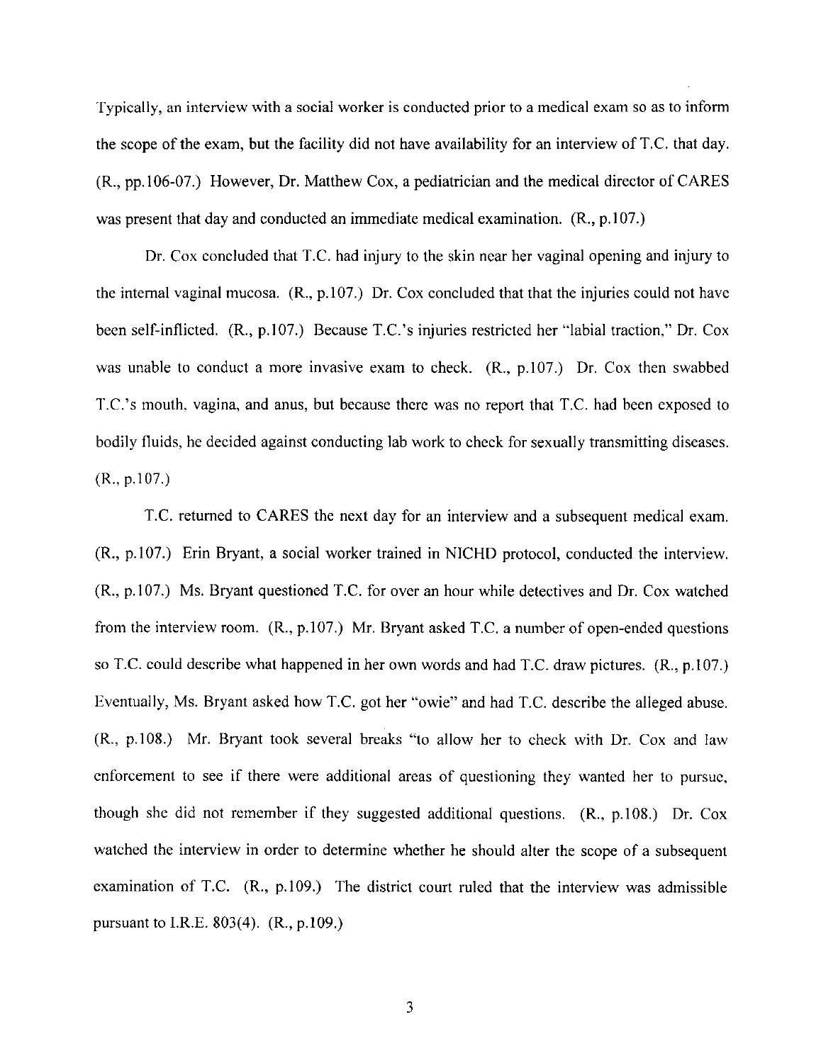Typically, an interview with a social worker is conducted prior to a medical exam so as to inform the scope of the exam, but the facility did not have availability for an interview of T.C. that day. (R., pp.106-07.) However, Dr. Matthew Cox, a pediatrician and the medical director of CARES was present that day and conducted an immediate medical examination. (R., p.107.)

Dr. Cox concluded that T.C. had injury to the skin near her vaginal opening and injury to the internal vaginal mucosa. (R., p.107.) Dr. Cox concluded that that the injuries could not have been self-inflicted. (R., p.107.) Because T.C.'s injuries restricted her "labial traction," Dr. Cox was unable to conduct a more invasive exam to check. (R., p.107.) Dr. Cox then swabbed T.C.'s mouth, vagina, and anus, but because there was no report that T.C. had been exposed to bodily fluids, he decided against conducting lab work to check for sexually transmitting diseases. (R., p.107.)

T.C. returned to CARES the next day for an interview and a subsequent medical exam. (R., p.107.) Erin Bryant, a social worker trained in NICHD protocol, conducted the interview. (R., p.107.) Ms. Bryant questioned T.C. for over an hour while detectives and Dr. Cox watched from the interview room. (R., p.107.) Mr. Bryant asked T.C. a number of open-ended questions so T.C. could describe what happened in her own words and had T.C. draw pictures. (R., p.107.) Eventually, Ms. Bryant asked how T.C. got her "owie" and had T.C. describe the alleged abuse. (R., p.108.) Mr. Bryant took several breaks "to allow her to check with Dr. Cox and law enforcement to see if there were additional areas of questioning they wanted her to pursue, though she did not remember if they suggested additional questions. (R., p.108.) Dr. Cox watched the interview in order to determine whether he should alter the scope of a subsequent examination of T.C. (R., p.109.) The district court ruled that the interview was admissible pursuant to I.R.E. 803(4). (R., p.109.)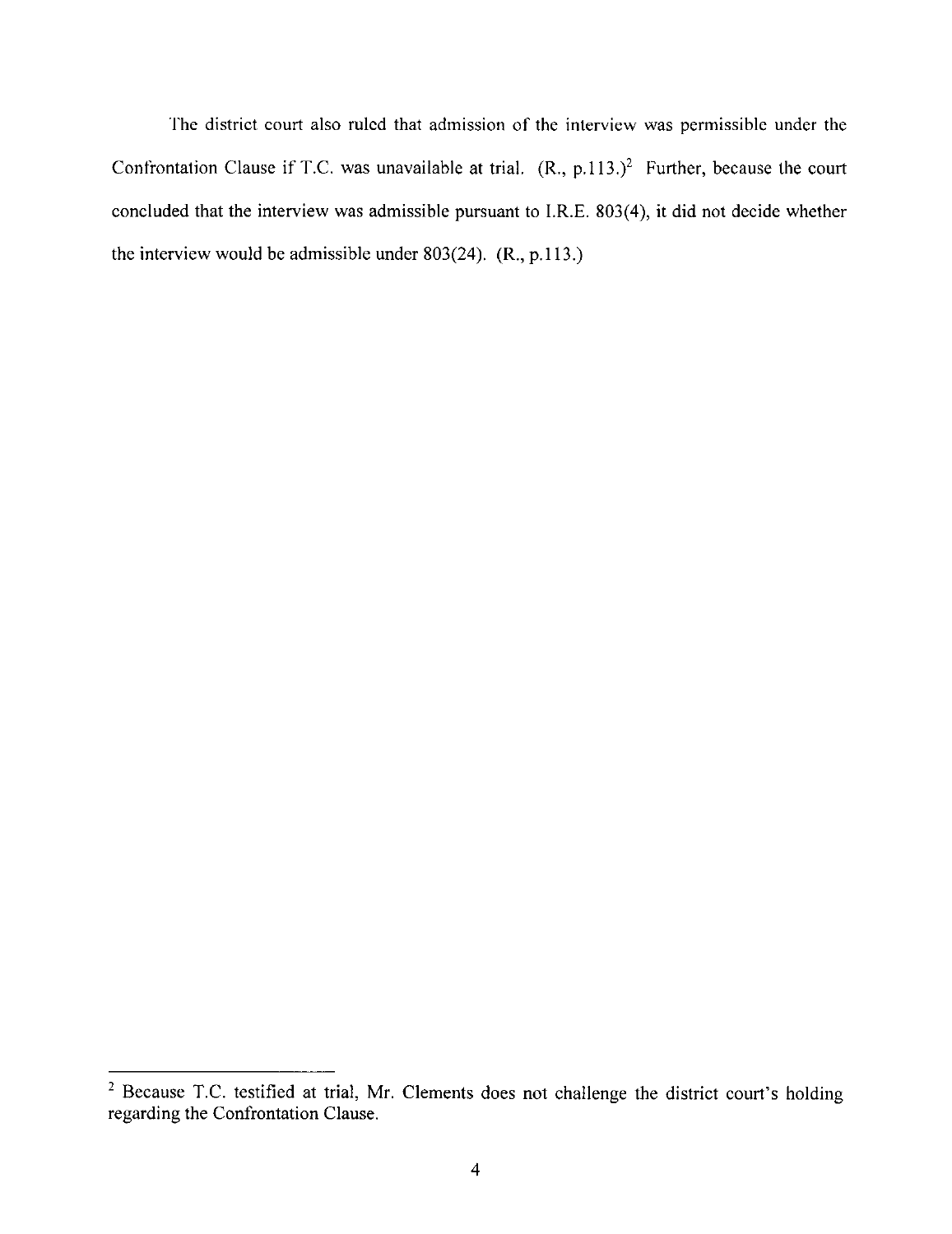The district court also ruled that admission of the interview was permissible under the Confrontation Clause if T.C. was unavailable at trial. (R., p.113.)[2] Further, because the court concluded that the interview was admissible pursuant to I.R.E. 803(4), it did not decide whether the interview would be admissible under 803(24). (R., p.113.)

[2] Because T.C. testified at trial, Mr. Clements does not challenge the district court's holding regarding the Confrontation Clause.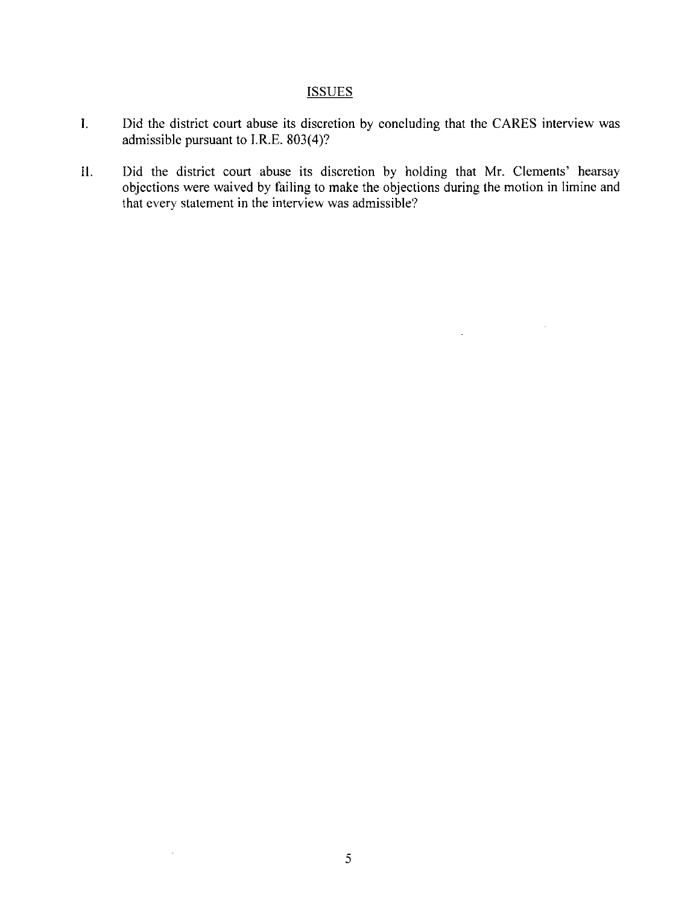## ISSUES

I. Did the district court abuse its discretion by concluding that the CARES interview was admissible pursuant to I.R.E. 803(4)?

II. Did the district court abuse its discretion by holding that Mr. Clements' hearsay objections were waived by failing to make the objections during the motion in limine and that every statement in the interview was admissible?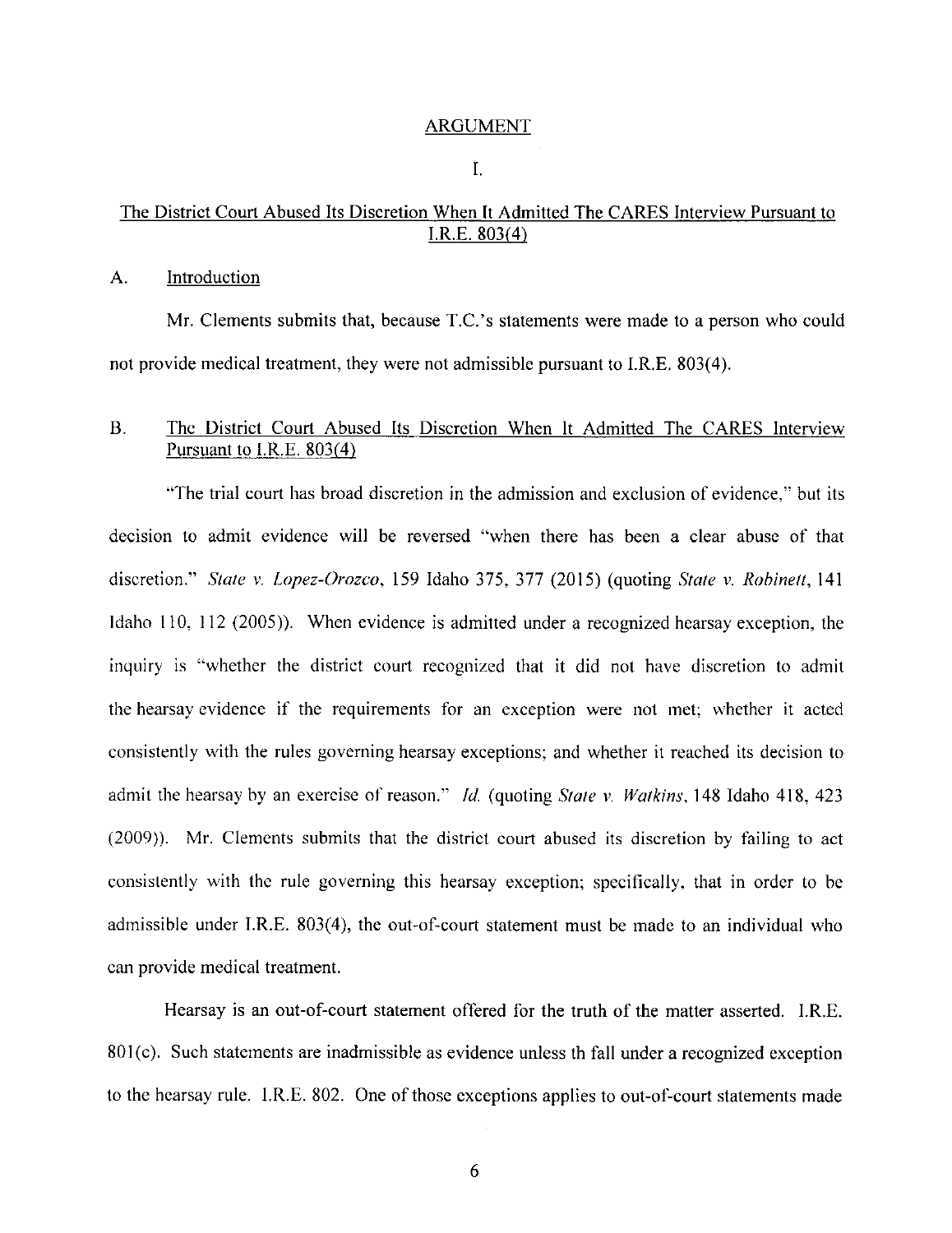## ARGUMENT

### I.

### The District Court Abused Its Discretion When It Admitted The CARES Interview Pursuant to I.R.E. 803(4)

#### A. Introduction

Mr. Clements submits that, because T.C.'s statements were made to a person who could not provide medical treatment, they were not admissible pursuant to I.R.E. 803(4).

#### B. The District Court Abused Its Discretion When It Admitted The CARES Interview Pursuant to I.R.E. 803(4)

"The trial court has broad discretion in the admission and exclusion of evidence," but its decision to admit evidence will be reversed "when there has been a clear abuse of that discretion." *State v. Lopez-Orozco*, 159 Idaho 375, 377 (2015) (quoting *State v. Robinett*, 141 Idaho 110, 112 (2005)). When evidence is admitted under a recognized hearsay exception, the inquiry is "whether the district court recognized that it did not have discretion to admit the hearsay evidence if the requirements for an exception were not met; whether it acted consistently with the rules governing hearsay exceptions; and whether it reached its decision to admit the hearsay by an exercise of reason." *Id.* (quoting *State v. Watkins*, 148 Idaho 418, 423 (2009)). Mr. Clements submits that the district court abused its discretion by failing to act consistently with the rule governing this hearsay exception; specifically, that in order to be admissible under I.R.E. 803(4), the out-of-court statement must be made to an individual who can provide medical treatment.

Hearsay is an out-of-court statement offered for the truth of the matter asserted. I.R.E. 801(c). Such statements are inadmissible as evidence unless th fall under a recognized exception to the hearsay rule. I.R.E. 802. One of those exceptions applies to out-of-court statements made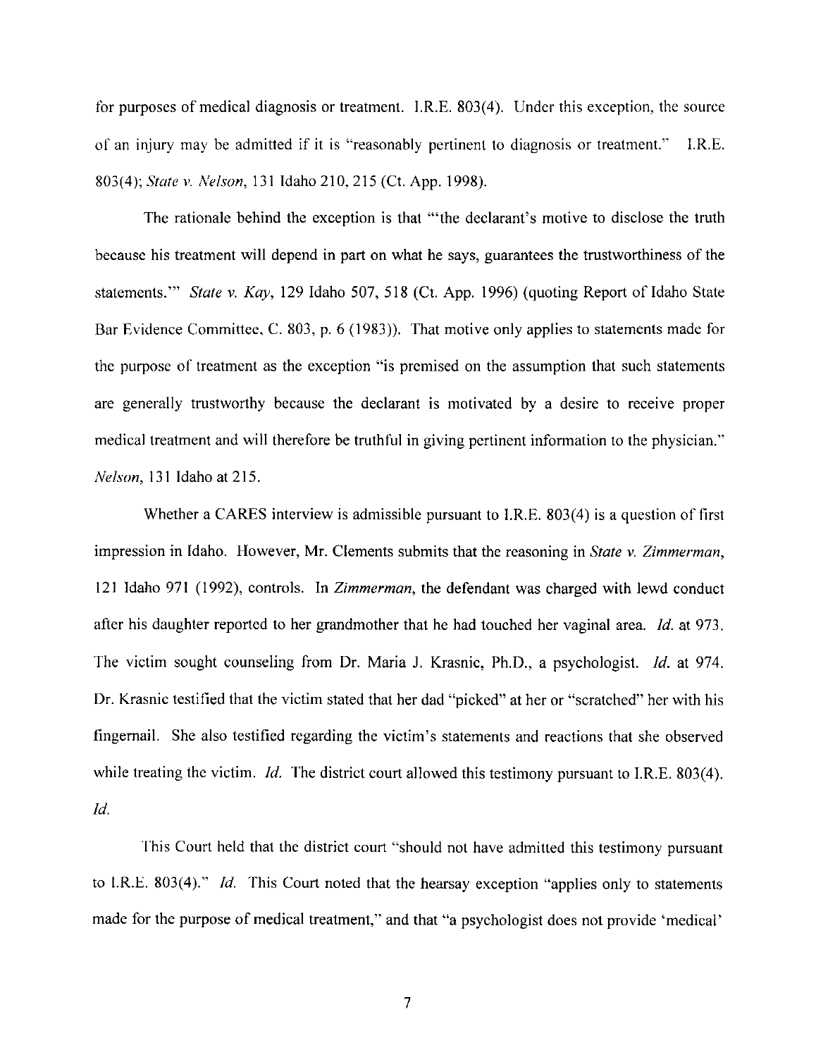for purposes of medical diagnosis or treatment. I.R.E. 803(4). Under this exception, the source of an injury may be admitted if it is "reasonably pertinent to diagnosis or treatment." I.R.E. 803(4); *State v. Nelson*, 131 Idaho 210, 215 (Ct. App. 1998).

The rationale behind the exception is that "'the declarant's motive to disclose the truth because his treatment will depend in part on what he says, guarantees the trustworthiness of the statements.'" *State v. Kay*, 129 Idaho 507, 518 (Ct. App. 1996) (quoting Report of Idaho State Bar Evidence Committee, C. 803, p. 6 (1983)). That motive only applies to statements made for the purpose of treatment as the exception "is premised on the assumption that such statements are generally trustworthy because the declarant is motivated by a desire to receive proper medical treatment and will therefore be truthful in giving pertinent information to the physician." *Nelson*, 131 Idaho at 215.

Whether a CARES interview is admissible pursuant to I.R.E. 803(4) is a question of first impression in Idaho. However, Mr. Clements submits that the reasoning in *State v. Zimmerman*, 121 Idaho 971 (1992), controls. In *Zimmerman*, the defendant was charged with lewd conduct after his daughter reported to her grandmother that he had touched her vaginal area. *Id.* at 973. The victim sought counseling from Dr. Maria J. Krasnic, Ph.D., a psychologist. *Id.* at 974. Dr. Krasnic testified that the victim stated that her dad "picked" at her or "scratched" her with his fingernail. She also testified regarding the victim's statements and reactions that she observed while treating the victim. *Id.* The district court allowed this testimony pursuant to I.R.E. 803(4). *Id.*

This Court held that the district court "should not have admitted this testimony pursuant to I.R.E. 803(4)." *Id.* This Court noted that the hearsay exception "applies only to statements made for the purpose of medical treatment," and that "a psychologist does not provide 'medical'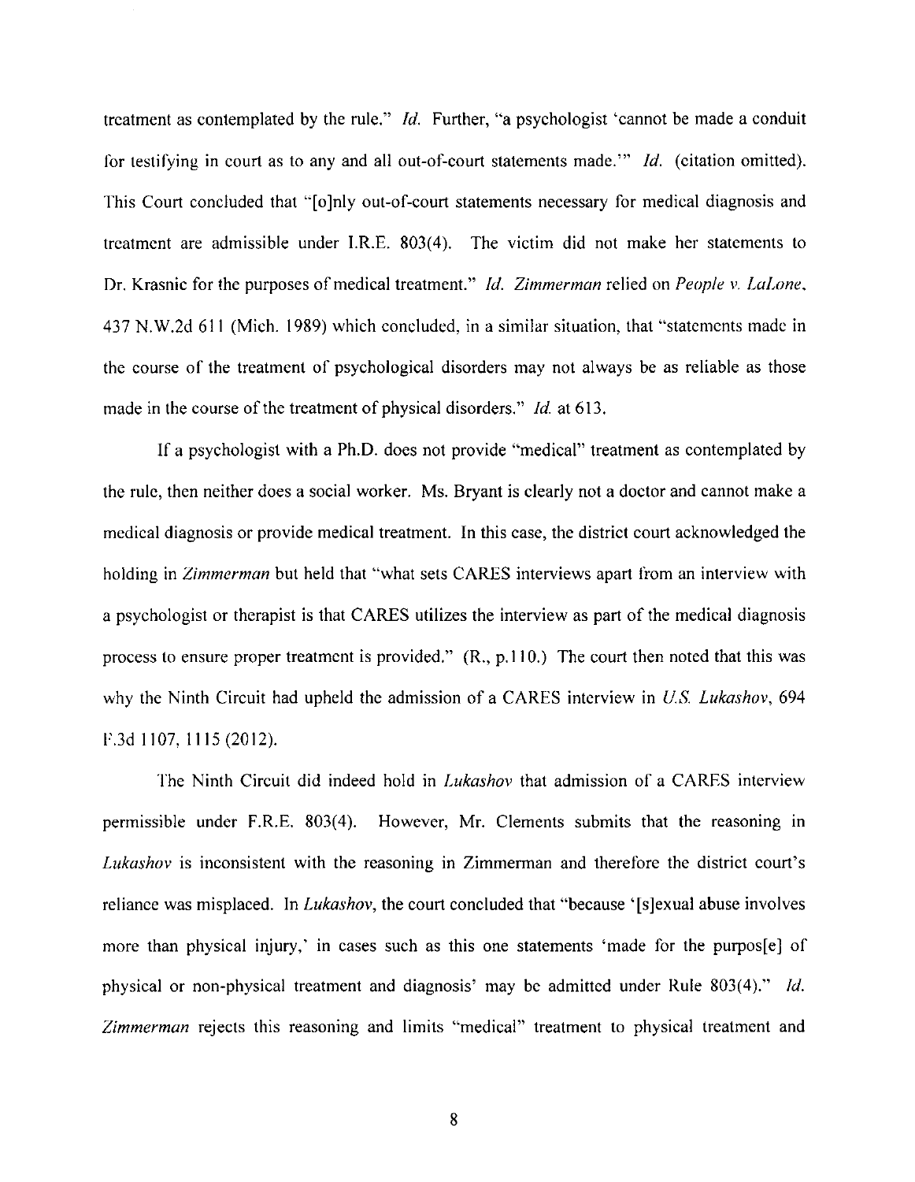treatment as contemplated by the rule." *Id.* Further, "a psychologist 'cannot be made a conduit for testifying in court as to any and all out-of-court statements made.'" *Id.* (citation omitted). This Court concluded that "[o]nly out-of-court statements necessary for medical diagnosis and treatment are admissible under I.R.E. 803(4). The victim did not make her statements to Dr. Krasnic for the purposes of medical treatment." *Id. Zimmerman* relied on *People v. LaLone*, 437 N.W.2d 611 (Mich. 1989) which concluded, in a similar situation, that "statements made in the course of the treatment of psychological disorders may not always be as reliable as those made in the course of the treatment of physical disorders." *Id.* at 613.

If a psychologist with a Ph.D. does not provide "medical" treatment as contemplated by the rule, then neither does a social worker. Ms. Bryant is clearly not a doctor and cannot make a medical diagnosis or provide medical treatment. In this case, the district court acknowledged the holding in *Zimmerman* but held that "what sets CARES interviews apart from an interview with a psychologist or therapist is that CARES utilizes the interview as part of the medical diagnosis process to ensure proper treatment is provided." (R., p.110.) The court then noted that this was why the Ninth Circuit had upheld the admission of a CARES interview in *U.S. Lukashov*, 694 F.3d 1107, 1115 (2012).

The Ninth Circuit did indeed hold in *Lukashov* that admission of a CARES interview permissible under F.R.E. 803(4). However, Mr. Clements submits that the reasoning in *Lukashov* is inconsistent with the reasoning in Zimmerman and therefore the district court's reliance was misplaced. In *Lukashov*, the court concluded that "because '[s]exual abuse involves more than physical injury,' in cases such as this one statements 'made for the purpos[e] of physical or non-physical treatment and diagnosis' may be admitted under Rule 803(4)." *Id.* *Zimmerman* rejects this reasoning and limits "medical" treatment to physical treatment and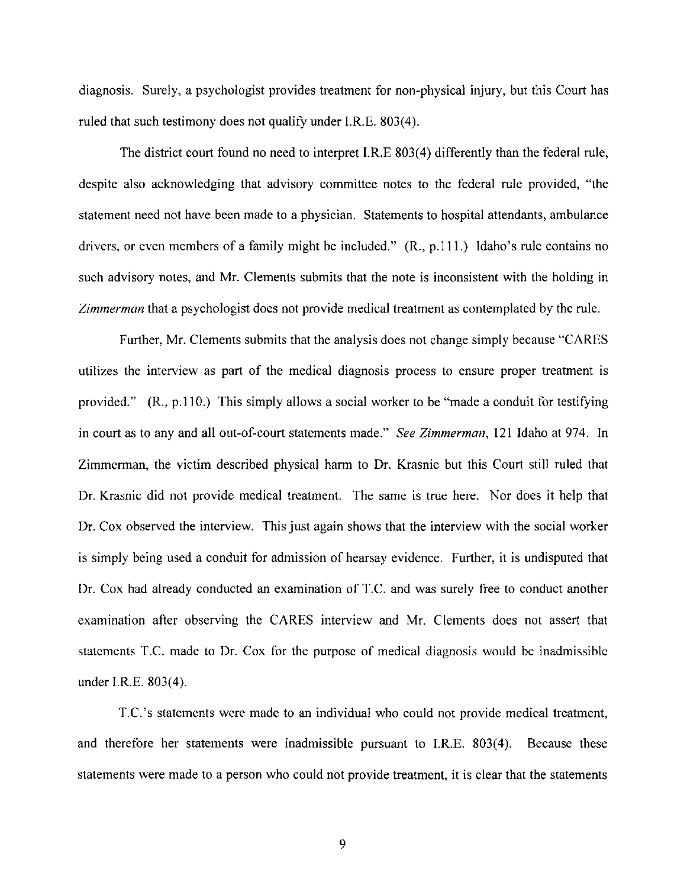diagnosis. Surely, a psychologist provides treatment for non-physical injury, but this Court has ruled that such testimony does not qualify under I.R.E. 803(4).

The district court found no need to interpret I.R.E 803(4) differently than the federal rule, despite also acknowledging that advisory committee notes to the federal rule provided, "the statement need not have been made to a physician. Statements to hospital attendants, ambulance drivers, or even members of a family might be included." (R., p.111.) Idaho's rule contains no such advisory notes, and Mr. Clements submits that the note is inconsistent with the holding in *Zimmerman* that a psychologist does not provide medical treatment as contemplated by the rule.

Further, Mr. Clements submits that the analysis does not change simply because "CARES utilizes the interview as part of the medical diagnosis process to ensure proper treatment is provided." (R., p.110.) This simply allows a social worker to be "made a conduit for testifying in court as to any and all out-of-court statements made." *See Zimmerman*, 121 Idaho at 974. In Zimmerman, the victim described physical harm to Dr. Krasnic but this Court still ruled that Dr. Krasnic did not provide medical treatment. The same is true here. Nor does it help that Dr. Cox observed the interview. This just again shows that the interview with the social worker is simply being used a conduit for admission of hearsay evidence. Further, it is undisputed that Dr. Cox had already conducted an examination of T.C. and was surely free to conduct another examination after observing the CARES interview and Mr. Clements does not assert that statements T.C. made to Dr. Cox for the purpose of medical diagnosis would be inadmissible under I.R.E. 803(4).

T.C.'s statements were made to an individual who could not provide medical treatment, and therefore her statements were inadmissible pursuant to I.R.E. 803(4). Because these statements were made to a person who could not provide treatment, it is clear that the statements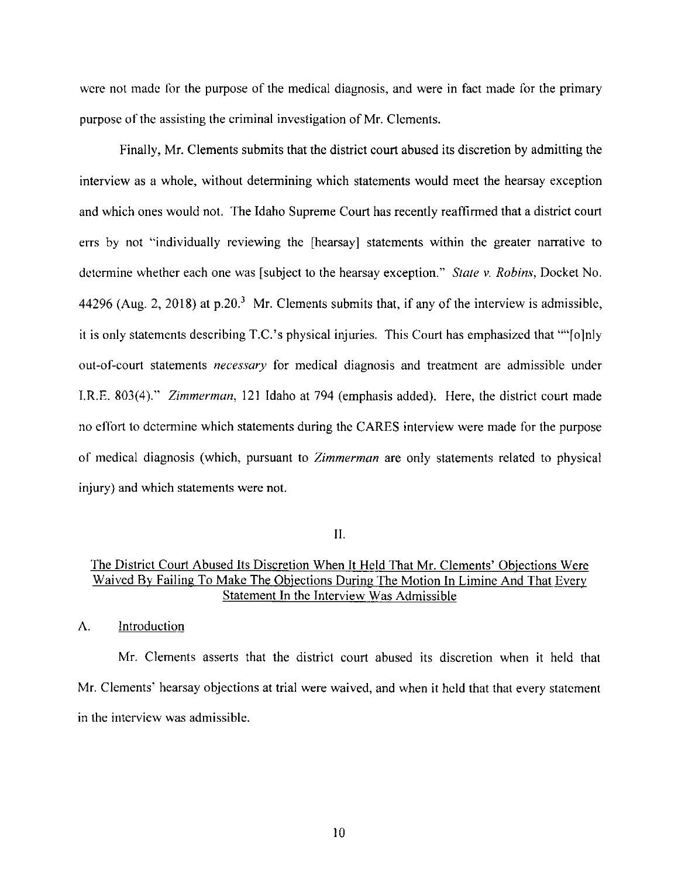were not made for the purpose of the medical diagnosis, and were in fact made for the primary purpose of the assisting the criminal investigation of Mr. Clements.

Finally, Mr. Clements submits that the district court abused its discretion by admitting the interview as a whole, without determining which statements would meet the hearsay exception and which ones would not. The Idaho Supreme Court has recently reaffirmed that a district court errs by not "individually reviewing the [hearsay] statements within the greater narrative to determine whether each one was [subject to the hearsay exception." *State v. Robins*, Docket No. 44296 (Aug. 2, 2018) at p.20.[3] Mr. Clements submits that, if any of the interview is admissible, it is only statements describing T.C.'s physical injuries. This Court has emphasized that ""[o]nly out-of-court statements *necessary* for medical diagnosis and treatment are admissible under I.R.E. 803(4)." *Zimmerman*, 121 Idaho at 794 (emphasis added). Here, the district court made no effort to determine which statements during the CARES interview were made for the purpose of medical diagnosis (which, pursuant to *Zimmerman* are only statements related to physical injury) and which statements were not.

## II.

## The District Court Abused Its Discretion When It Held That Mr. Clements' Objections Were Waived By Failing To Make The Objections During The Motion In Limine And That Every Statement In the Interview Was Admissible

### A. Introduction

Mr. Clements asserts that the district court abused its discretion when it held that Mr. Clements' hearsay objections at trial were waived, and when it held that that every statement in the interview was admissible.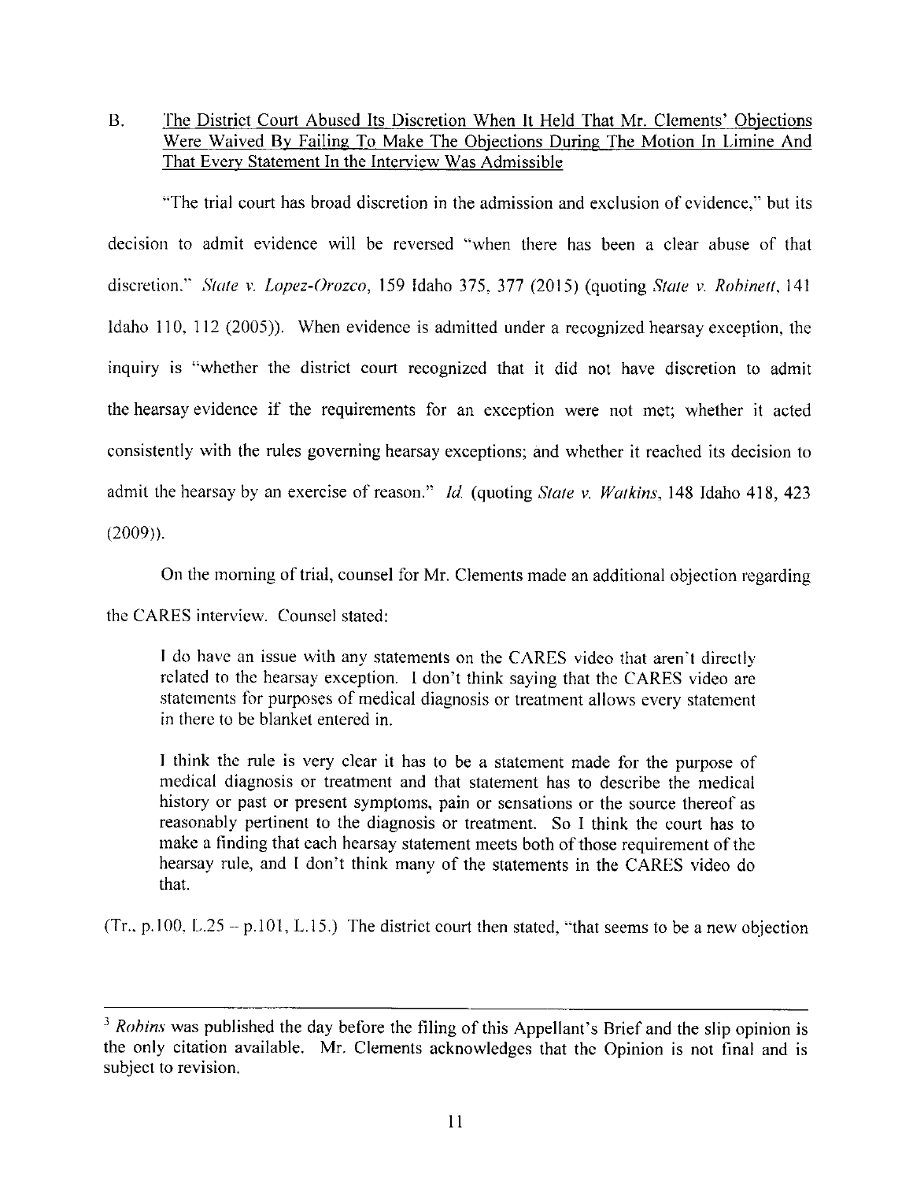B. The District Court Abused Its Discretion When It Held That Mr. Clements' Objections Were Waived By Failing To Make The Objections During The Motion In Limine And That Every Statement In the Interview Was Admissible

"The trial court has broad discretion in the admission and exclusion of evidence," but its decision to admit evidence will be reversed "when there has been a clear abuse of that discretion." *State v. Lopez-Orozco*, 159 Idaho 375, 377 (2015) (quoting *State v. Robinett*, 141 Idaho 110, 112 (2005)). When evidence is admitted under a recognized hearsay exception, the inquiry is "whether the district court recognized that it did not have discretion to admit the hearsay evidence if the requirements for an exception were not met; whether it acted consistently with the rules governing hearsay exceptions; and whether it reached its decision to admit the hearsay by an exercise of reason." *Id.* (quoting *State v. Watkins*, 148 Idaho 418, 423 (2009)).

On the morning of trial, counsel for Mr. Clements made an additional objection regarding the CARES interview. Counsel stated:

> I do have an issue with any statements on the CARES video that aren't directly related to the hearsay exception. I don't think saying that the CARES video are statements for purposes of medical diagnosis or treatment allows every statement in there to be blanket entered in.
>
> I think the rule is very clear it has to be a statement made for the purpose of medical diagnosis or treatment and that statement has to describe the medical history or past or present symptoms, pain or sensations or the source thereof as reasonably pertinent to the diagnosis or treatment. So I think the court has to make a finding that each hearsay statement meets both of those requirement of the hearsay rule, and I don't think many of the statements in the CARES video do that.

(Tr., p.100, L.25 – p.101, L.15.) The district court then stated, "that seems to be a new objection

---

[3] *Robins* was published the day before the filing of this Appellant's Brief and the slip opinion is the only citation available. Mr. Clements acknowledges that the Opinion is not final and is subject to revision.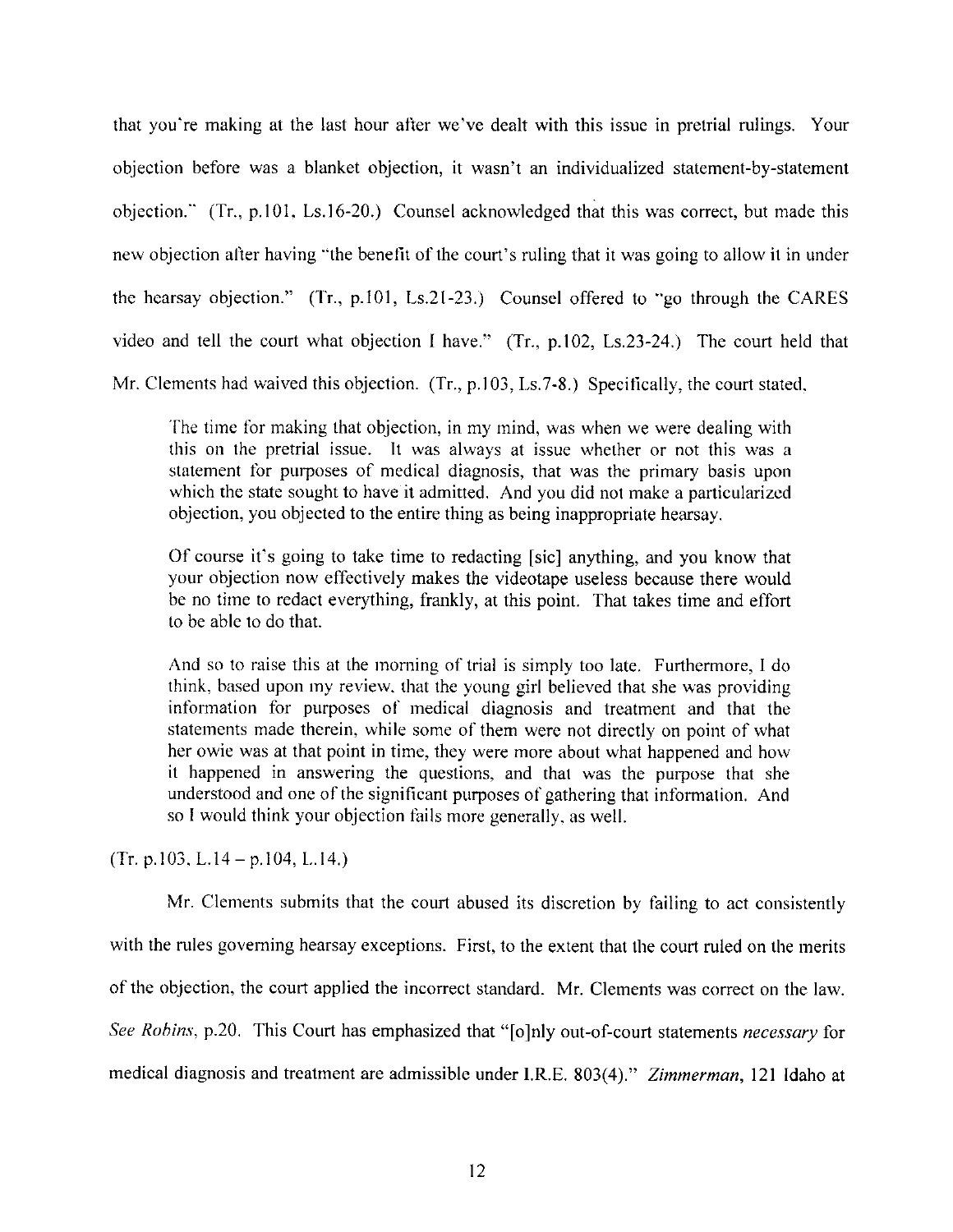that you're making at the last hour after we've dealt with this issue in pretrial rulings. Your objection before was a blanket objection, it wasn't an individualized statement-by-statement objection." (Tr., p.101, Ls.16-20.) Counsel acknowledged that this was correct, but made this new objection after having "the benefit of the court's ruling that it was going to allow it in under the hearsay objection." (Tr., p.101, Ls.21-23.) Counsel offered to "go through the CARES video and tell the court what objection I have." (Tr., p.102, Ls.23-24.) The court held that Mr. Clements had waived this objection. (Tr., p.103, Ls.7-8.) Specifically, the court stated,

> The time for making that objection, in my mind, was when we were dealing with this on the pretrial issue. It was always at issue whether or not this was a statement for purposes of medical diagnosis, that was the primary basis upon which the state sought to have it admitted. And you did not make a particularized objection, you objected to the entire thing as being inappropriate hearsay.
>
> Of course it's going to take time to redacting [sic] anything, and you know that your objection now effectively makes the videotape useless because there would be no time to redact everything, frankly, at this point. That takes time and effort to be able to do that.
>
> And so to raise this at the morning of trial is simply too late. Furthermore, I do think, based upon my review, that the young girl believed that she was providing information for purposes of medical diagnosis and treatment and that the statements made therein, while some of them were not directly on point of what her owie was at that point in time, they were more about what happened and how it happened in answering the questions, and that was the purpose that she understood and one of the significant purposes of gathering that information. And so I would think your objection fails more generally, as well.

(Tr. p.103, L.14 – p.104, L.14.)

Mr. Clements submits that the court abused its discretion by failing to act consistently with the rules governing hearsay exceptions. First, to the extent that the court ruled on the merits of the objection, the court applied the incorrect standard. Mr. Clements was correct on the law. *See Robins*, p.20. This Court has emphasized that "[o]nly out-of-court statements *necessary* for medical diagnosis and treatment are admissible under I.R.E. 803(4)." *Zimmerman*, 121 Idaho at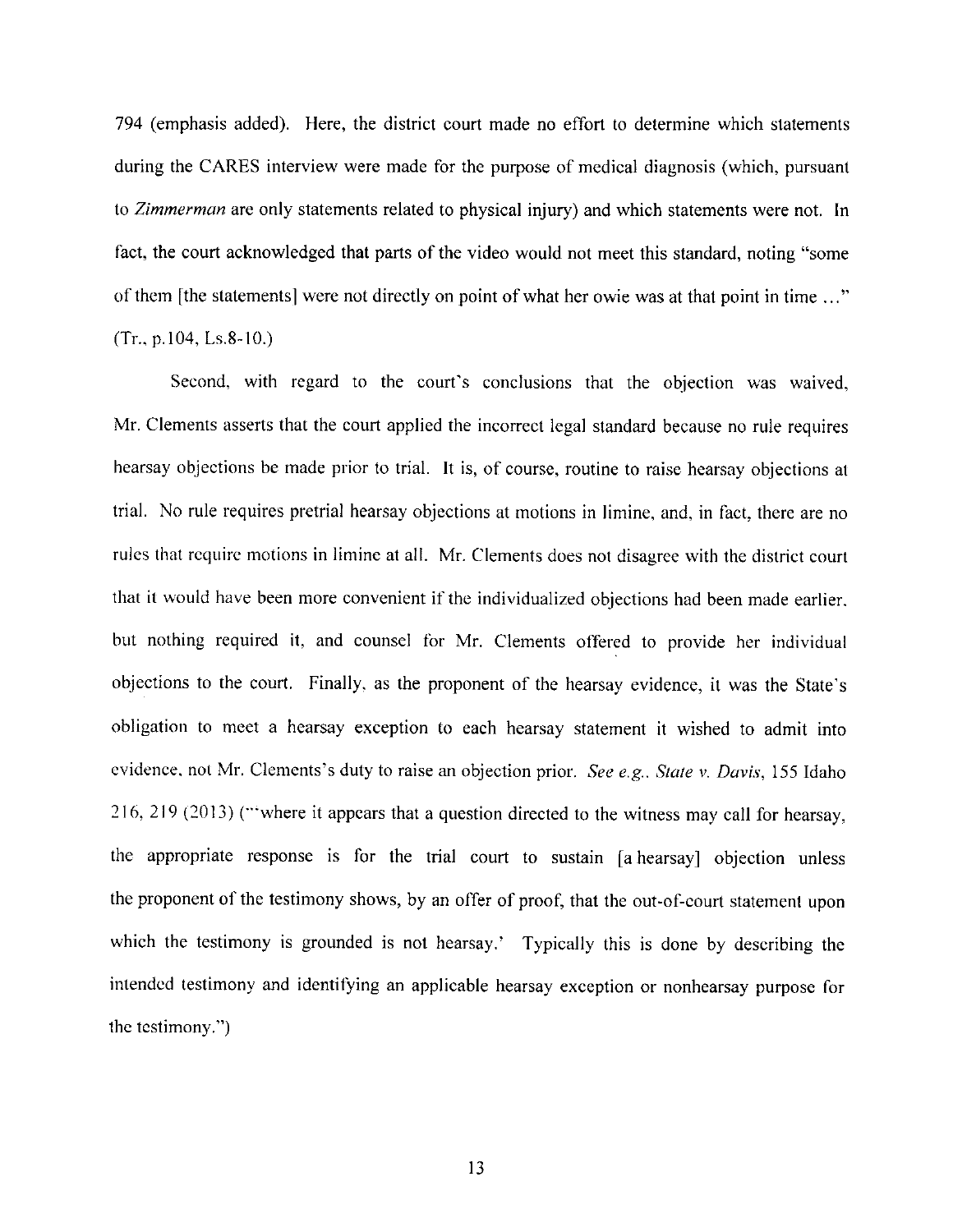794 (emphasis added). Here, the district court made no effort to determine which statements during the CARES interview were made for the purpose of medical diagnosis (which, pursuant to *Zimmerman* are only statements related to physical injury) and which statements were not. In fact, the court acknowledged that parts of the video would not meet this standard, noting "some of them [the statements] were not directly on point of what her owie was at that point in time ..." (Tr., p.104, Ls.8-10.)

Second, with regard to the court's conclusions that the objection was waived, Mr. Clements asserts that the court applied the incorrect legal standard because no rule requires hearsay objections be made prior to trial. It is, of course, routine to raise hearsay objections at trial. No rule requires pretrial hearsay objections at motions in limine, and, in fact, there are no rules that require motions in limine at all. Mr. Clements does not disagree with the district court that it would have been more convenient if the individualized objections had been made earlier, but nothing required it, and counsel for Mr. Clements offered to provide her individual objections to the court. Finally, as the proponent of the hearsay evidence, it was the State's obligation to meet a hearsay exception to each hearsay statement it wished to admit into evidence, not Mr. Clements's duty to raise an objection prior. *See e.g.*, *State v. Davis*, 155 Idaho 216, 219 (2013) ("'where it appears that a question directed to the witness may call for hearsay, the appropriate response is for the trial court to sustain [a hearsay] objection unless the proponent of the testimony shows, by an offer of proof, that the out-of-court statement upon which the testimony is grounded is not hearsay.' Typically this is done by describing the intended testimony and identifying an applicable hearsay exception or nonhearsay purpose for the testimony.")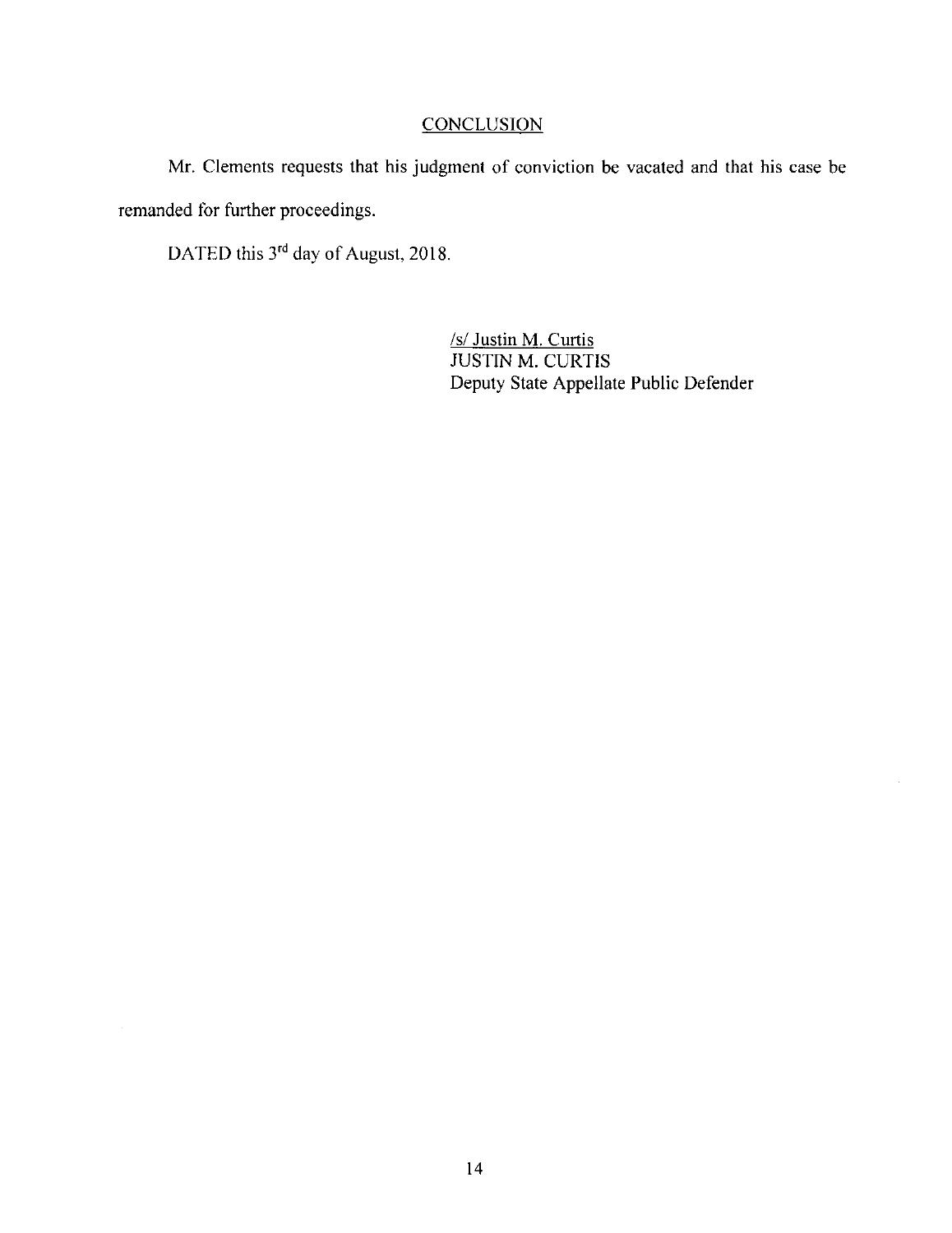## CONCLUSION

Mr. Clements requests that his judgment of conviction be vacated and that his case be remanded for further proceedings.

DATED this 3rd day of August, 2018.

/s/ Justin M. Curtis
JUSTIN M. CURTIS
Deputy State Appellate Public Defender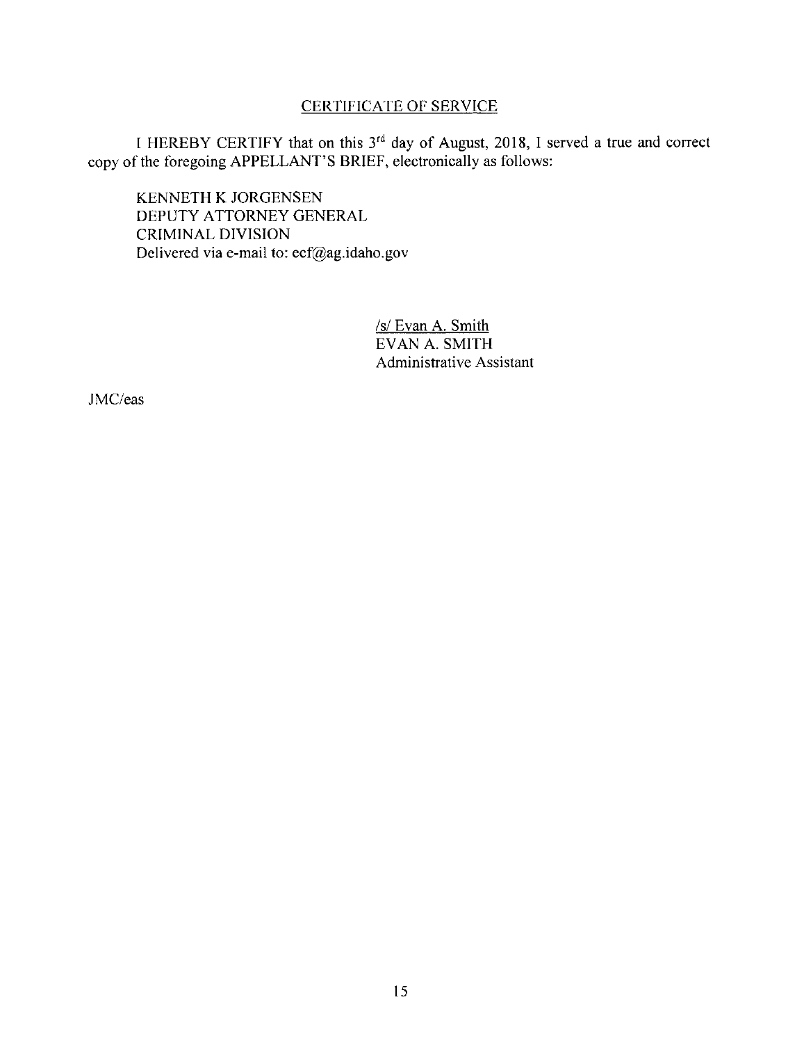## CERTIFICATE OF SERVICE

I HEREBY CERTIFY that on this 3rd day of August, 2018, I served a true and correct copy of the foregoing APPELLANT'S BRIEF, electronically as follows:

KENNETH K JORGENSEN  
DEPUTY ATTORNEY GENERAL  
CRIMINAL DIVISION  
Delivered via e-mail to: ecf@ag.idaho.gov

/s/ Evan A. Smith  
EVAN A. SMITH  
Administrative Assistant

JMC/eas